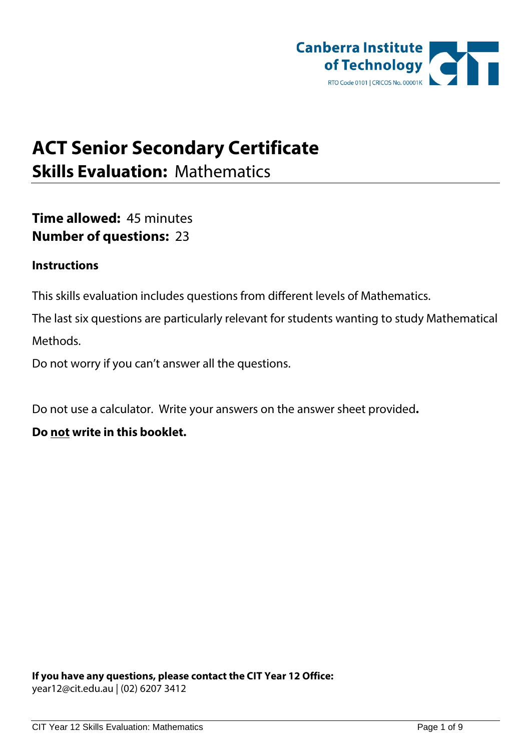# ACT Senior Secondary Certificate

## Skills Evaluation: Mathematics

**Time allowed:** 45 minutes
**Number of questions:** 23

### Instructions

This skills evaluation includes questions from different levels of Mathematics.

The last six questions are particularly relevant for students wanting to study Mathematical Methods.

Do not worry if you can't answer all the questions.

Do not use a calculator. Write your answers on the answer sheet provided**.**

**Do not write in this booklet.**

**If you have any questions, please contact the CIT Year 12 Office:**
year12@cit.edu.au | (02) 6207 3412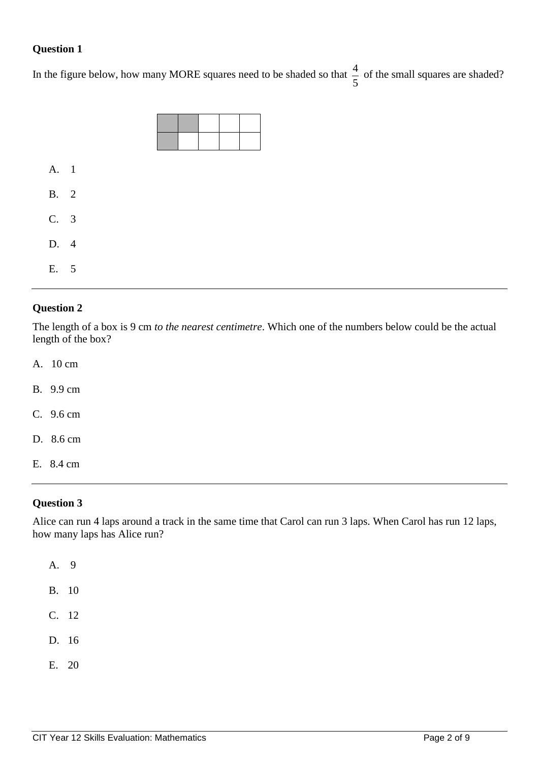**Question 1**

In the figure below, how many MORE squares need to be shaded so that $\frac{4}{5}$ of the small squares are shaded?

A. 1

B. 2

C. 3

D. 4

E. 5

---

**Question 2**

The length of a box is 9 cm *to the nearest centimetre*. Which one of the numbers below could be the actual length of the box?

A. 10 cm

B. 9.9 cm

C. 9.6 cm

D. 8.6 cm

E. 8.4 cm

---

**Question 3**

Alice can run 4 laps around a track in the same time that Carol can run 3 laps. When Carol has run 12 laps, how many laps has Alice run?

A. 9

B. 10

C. 12

D. 16

E. 20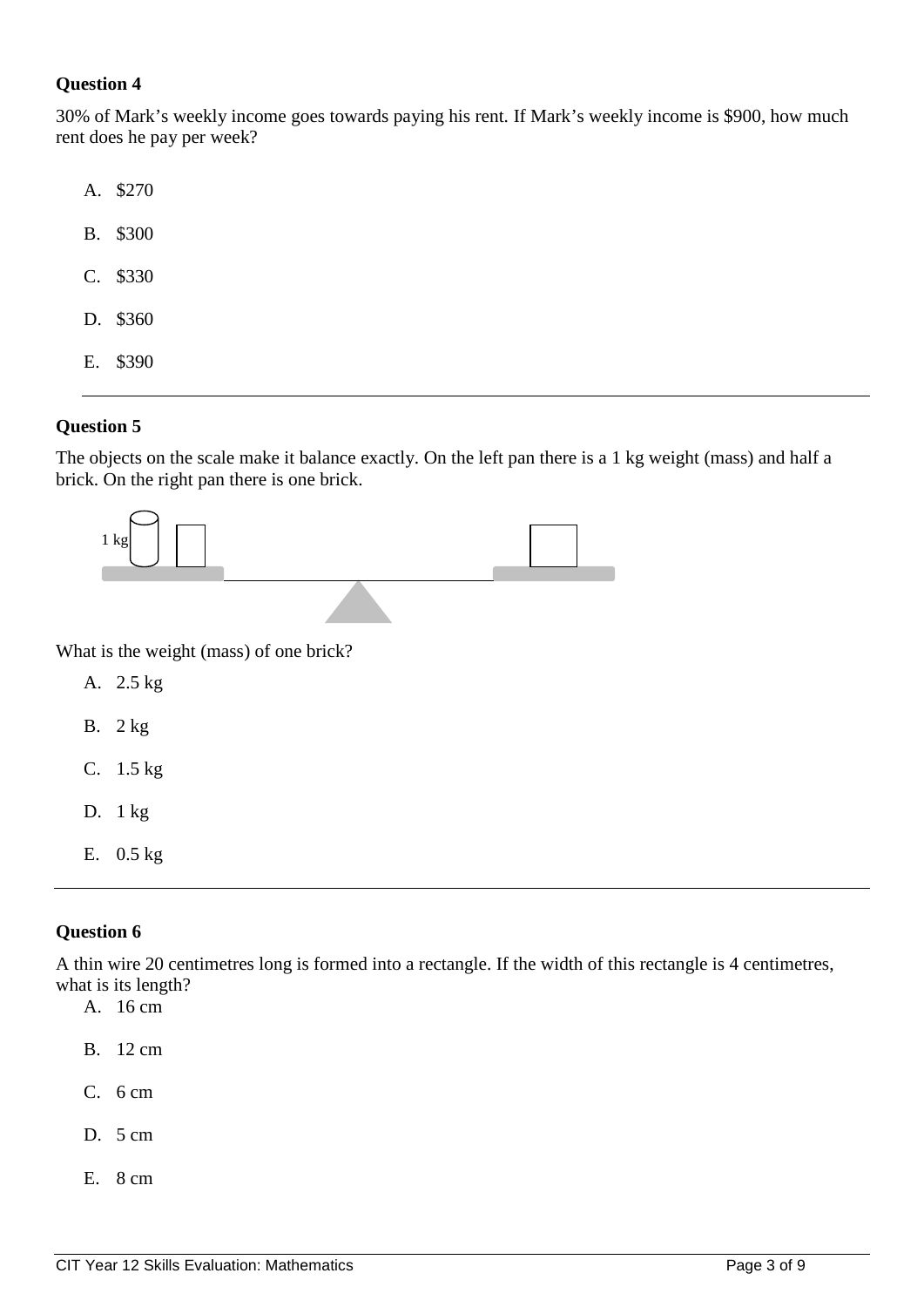**Question 4**

30% of Mark's weekly income goes towards paying his rent. If Mark's weekly income is $900, how much rent does he pay per week?

A. $270

B. $300

C. $330

D. $360

E. $390

---

**Question 5**

The objects on the scale make it balance exactly. On the left pan there is a 1 kg weight (mass) and half a brick. On the right pan there is one brick.

1 kg

What is the weight (mass) of one brick?

A. 2.5 kg

B. 2 kg

C. 1.5 kg

D. 1 kg

E. 0.5 kg

---

**Question 6**

A thin wire 20 centimetres long is formed into a rectangle. If the width of this rectangle is 4 centimetres, what is its length?

A. 16 cm

B. 12 cm

C. 6 cm

D. 5 cm

E. 8 cm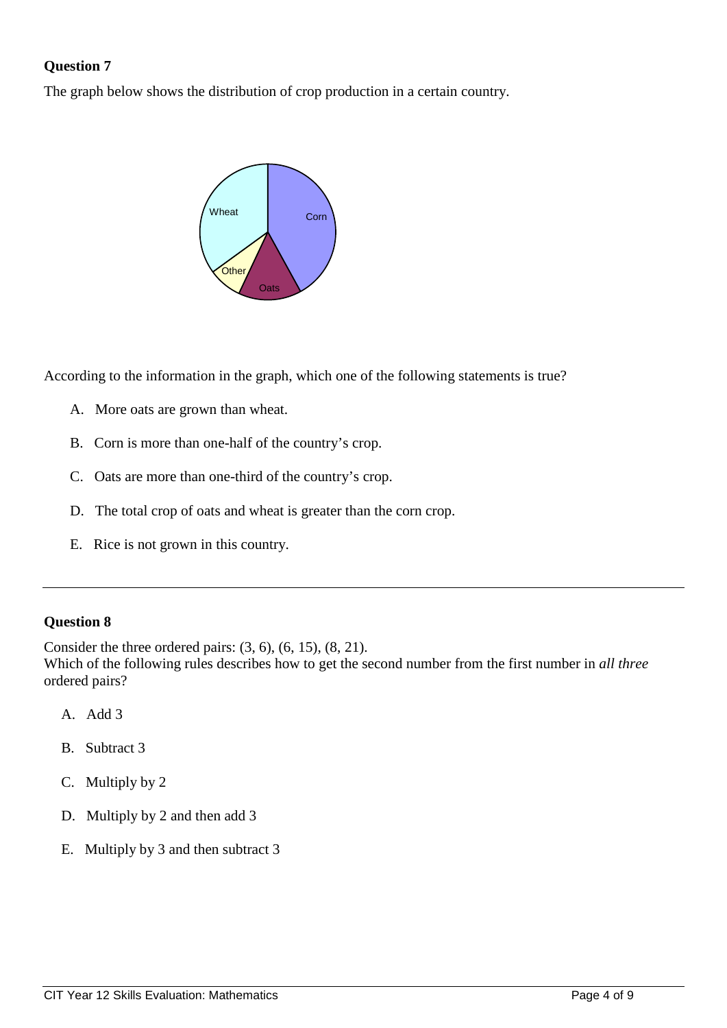**Question 7**

The graph below shows the distribution of crop production in a certain country.

Wheat

Corn

Other

Oats

According to the information in the graph, which one of the following statements is true?

A. More oats are grown than wheat.

B. Corn is more than one-half of the country's crop.

C. Oats are more than one-third of the country's crop.

D. The total crop of oats and wheat is greater than the corn crop.

E. Rice is not grown in this country.

---

**Question 8**

Consider the three ordered pairs: (3, 6), (6, 15), (8, 21).
Which of the following rules describes how to get the second number from the first number in *all three* ordered pairs?

A. Add 3

B. Subtract 3

C. Multiply by 2

D. Multiply by 2 and then add 3

E. Multiply by 3 and then subtract 3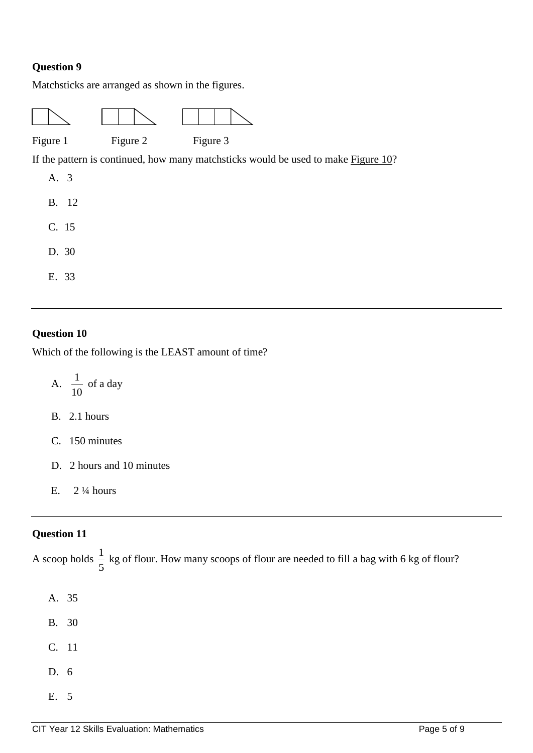**Question 9**

Matchsticks are arranged as shown in the figures.

Figure 1 Figure 2 Figure 3

If the pattern is continued, how many matchsticks would be used to make Figure 10?

A. 3

B. 12

C. 15

D. 30

E. 33

---

**Question 10**

Which of the following is the LEAST amount of time?

A. $\frac{1}{10}$ of a day

B. 2.1 hours

C. 150 minutes

D. 2 hours and 10 minutes

E. 2 ¼ hours

---

**Question 11**

A scoop holds $\frac{1}{5}$ kg of flour. How many scoops of flour are needed to fill a bag with 6 kg of flour?

A. 35

B. 30

C. 11

D. 6

E. 5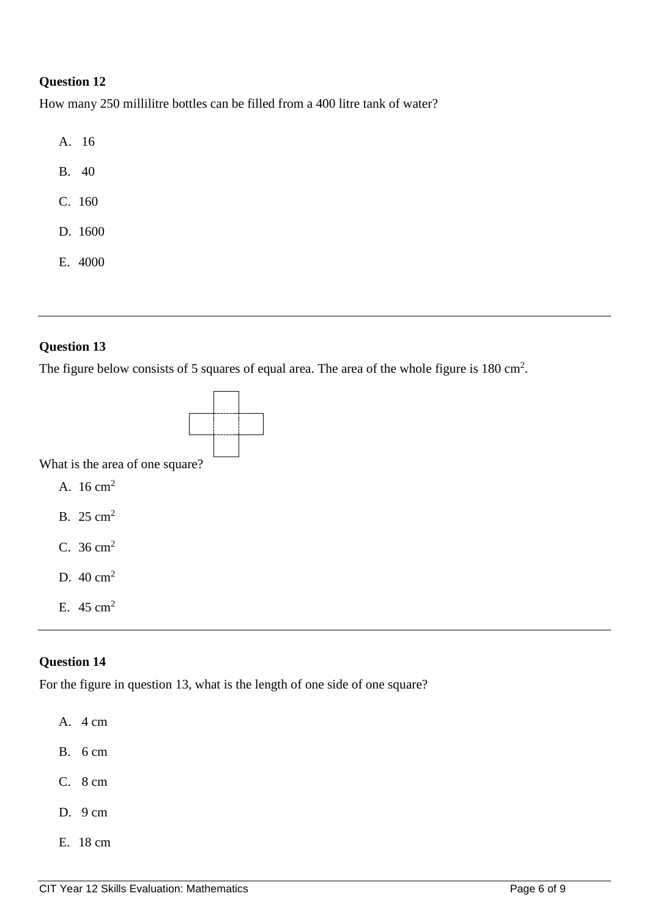**Question 12**

How many 250 millilitre bottles can be filled from a 400 litre tank of water?

A. 16

B. 40

C. 160

D. 1600

E. 4000

---

**Question 13**

The figure below consists of 5 squares of equal area. The area of the whole figure is 180 $cm^2$.

What is the area of one square?

A. 16 $cm^2$

B. 25 $cm^2$

C. 36 $cm^2$

D. 40 $cm^2$

E. 45 $cm^2$

---

**Question 14**

For the figure in question 13, what is the length of one side of one square?

A. 4 cm

B. 6 cm

C. 8 cm

D. 9 cm

E. 18 cm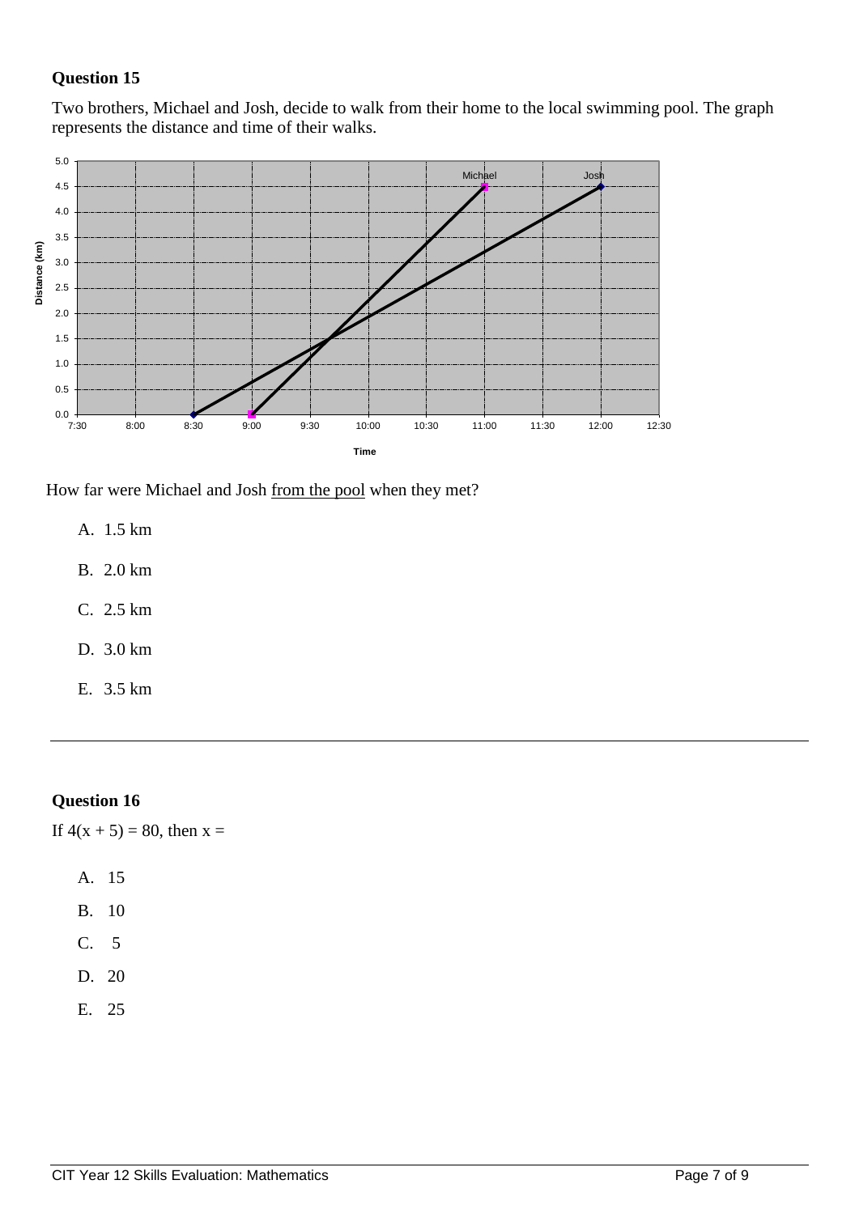**Question 15**

Two brothers, Michael and Josh, decide to walk from their home to the local swimming pool. The graph represents the distance and time of their walks.

Distance (km)

5.0
4.5
4.0
3.5
3.0
2.5
2.0
1.5
1.0
0.5
0.0

7:30 8:00 8:30 9:00 9:30 10:00 10:30 11:00 11:30 12:00 12:30

Time

Michael

Josh

How far were Michael and Josh <u>from the pool</u> when they met?

A. 1.5 km

B. 2.0 km

C. 2.5 km

D. 3.0 km

E. 3.5 km

---

**Question 16**

If $4(x + 5) = 80$, then $x =$

A. 15

B. 10

C. 5

D. 20

E. 25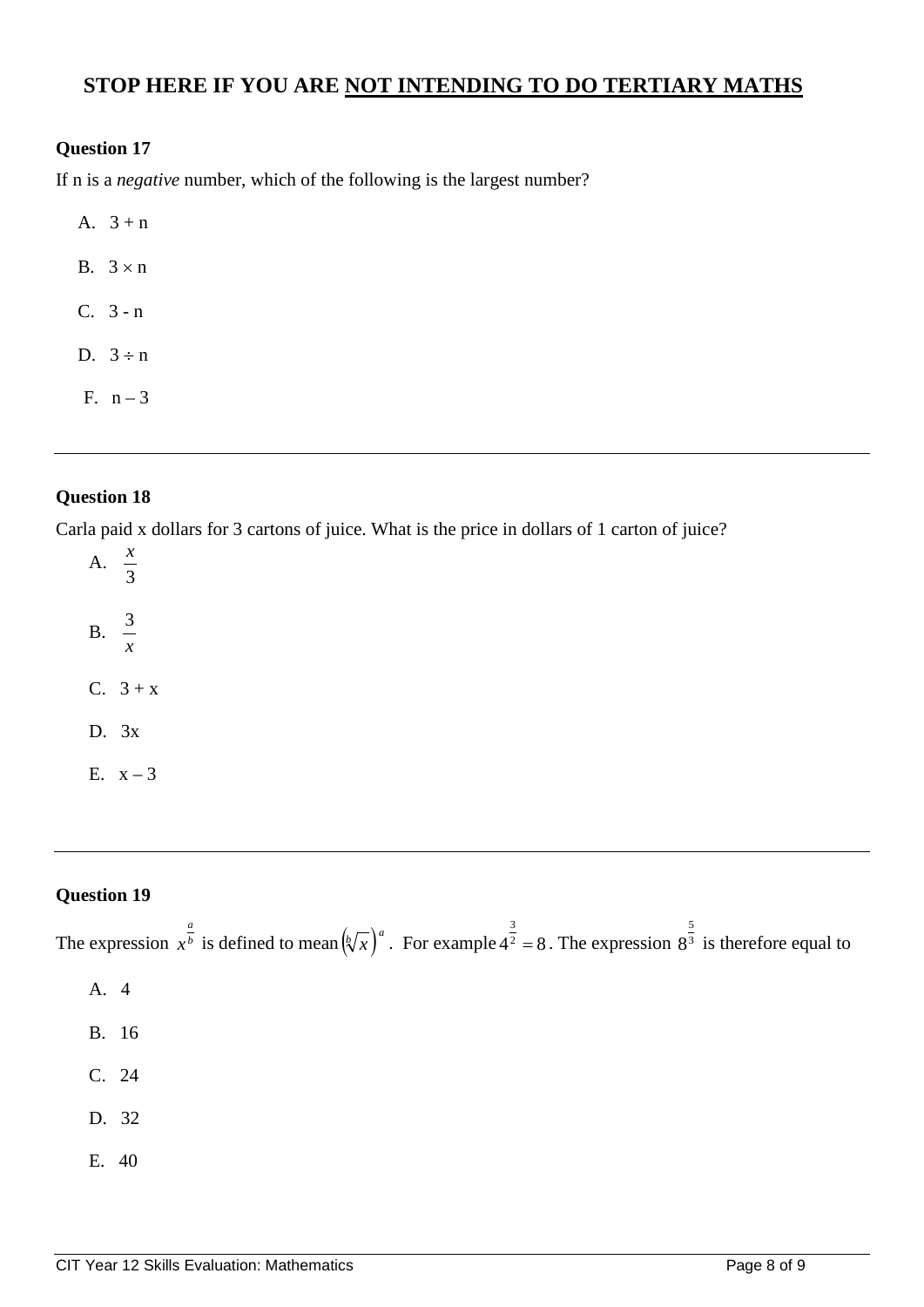## STOP HERE IF YOU ARE NOT INTENDING TO DO TERTIARY MATHS

**Question 17**

If n is a *negative* number, which of the following is the largest number?

A. $3 + n$

B. $3 \times n$

C. $3 - n$

D. $3 \div n$

F. $n - 3$

---

**Question 18**

Carla paid x dollars for 3 cartons of juice. What is the price in dollars of 1 carton of juice?

A. $\frac{x}{3}$

B. $\frac{3}{x}$

C. $3 + x$

D. $3x$

E. $x - 3$

---

**Question 19**

The expression $x^{\frac{a}{b}}$ is defined to mean $\left(\sqrt[b]{x}\right)^a$. For example $4^{\frac{3}{2}} = 8$. The expression $8^{\frac{5}{3}}$ is therefore equal to

A. 4

B. 16

C. 24

D. 32

E. 40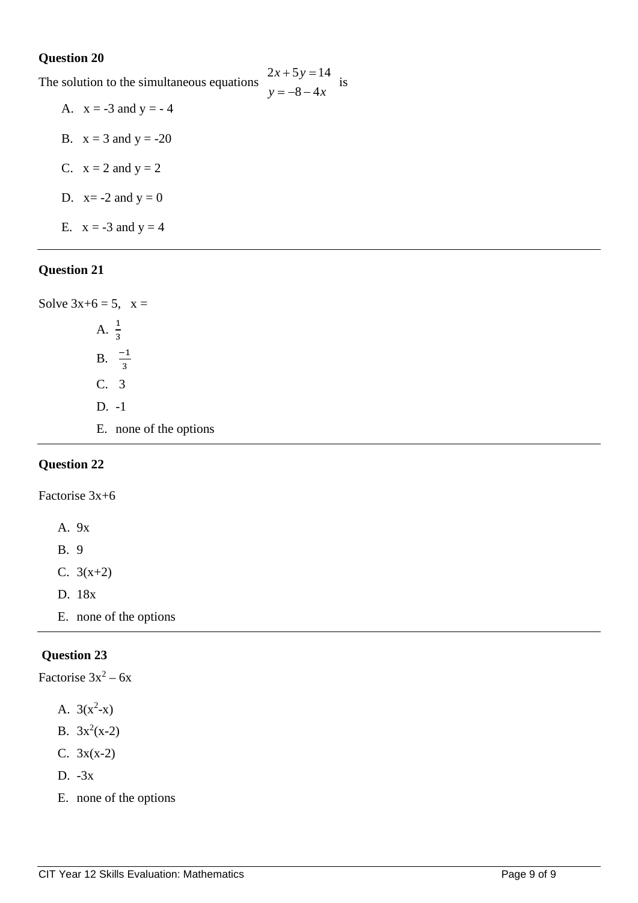**Question 20**

The solution to the simultaneous equations $\begin{matrix} 2x+5y=14 \\ y=-8-4x \end{matrix}$ is

A. x = -3 and y = - 4

B. x = 3 and y = -20

C. x = 2 and y = 2

D. x= -2 and y = 0

E. x = -3 and y = 4

---

**Question 21**

Solve 3x+6 = 5, x =

A. $\frac{1}{3}$

B. $\frac{-1}{3}$

C. 3

D. -1

E. none of the options

---

**Question 22**

Factorise 3x+6

A. 9x

B. 9

C. 3(x+2)

D. 18x

E. none of the options

---

**Question 23**

Factorise $3x^2 - 6x$

A. $3(x^2-x)$

B. $3x^2(x-2)$

C. $3x(x-2)$

D. $-3x$

E. none of the options